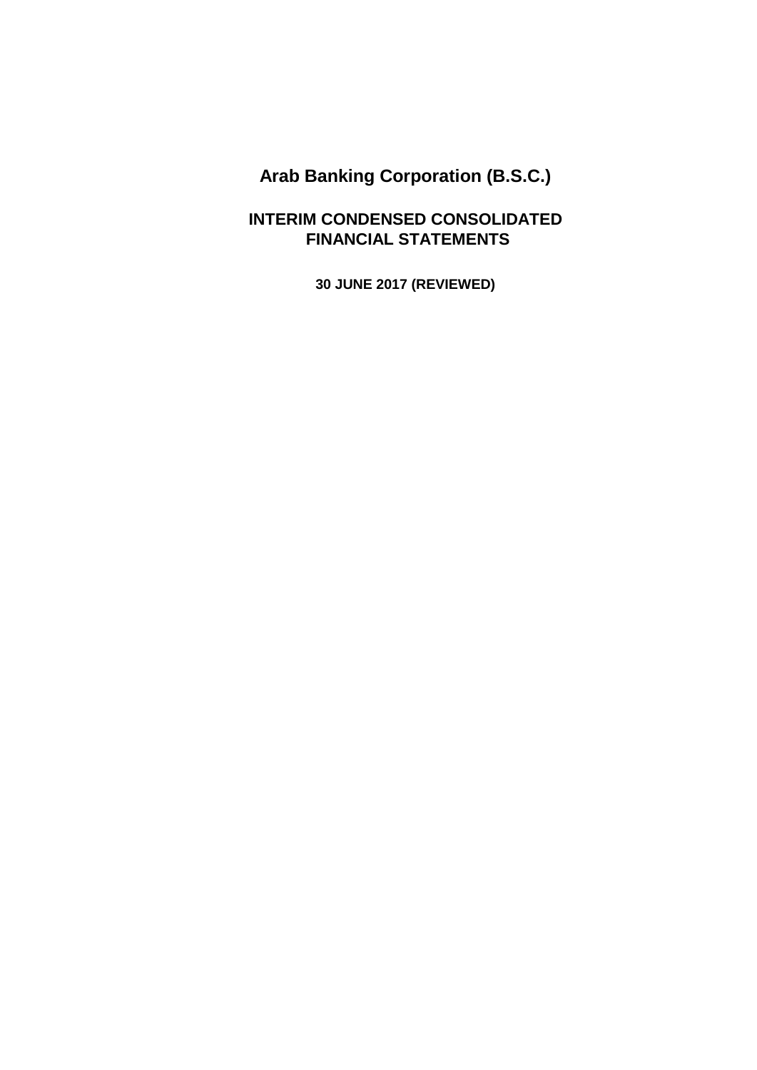# Arab Banking Corporation (B.S.C.)

## INTERIM CONDENSED CONSOLIDATED FINANCIAL STATEMENTS

**30 JUNE 2017 (REVIEWED)**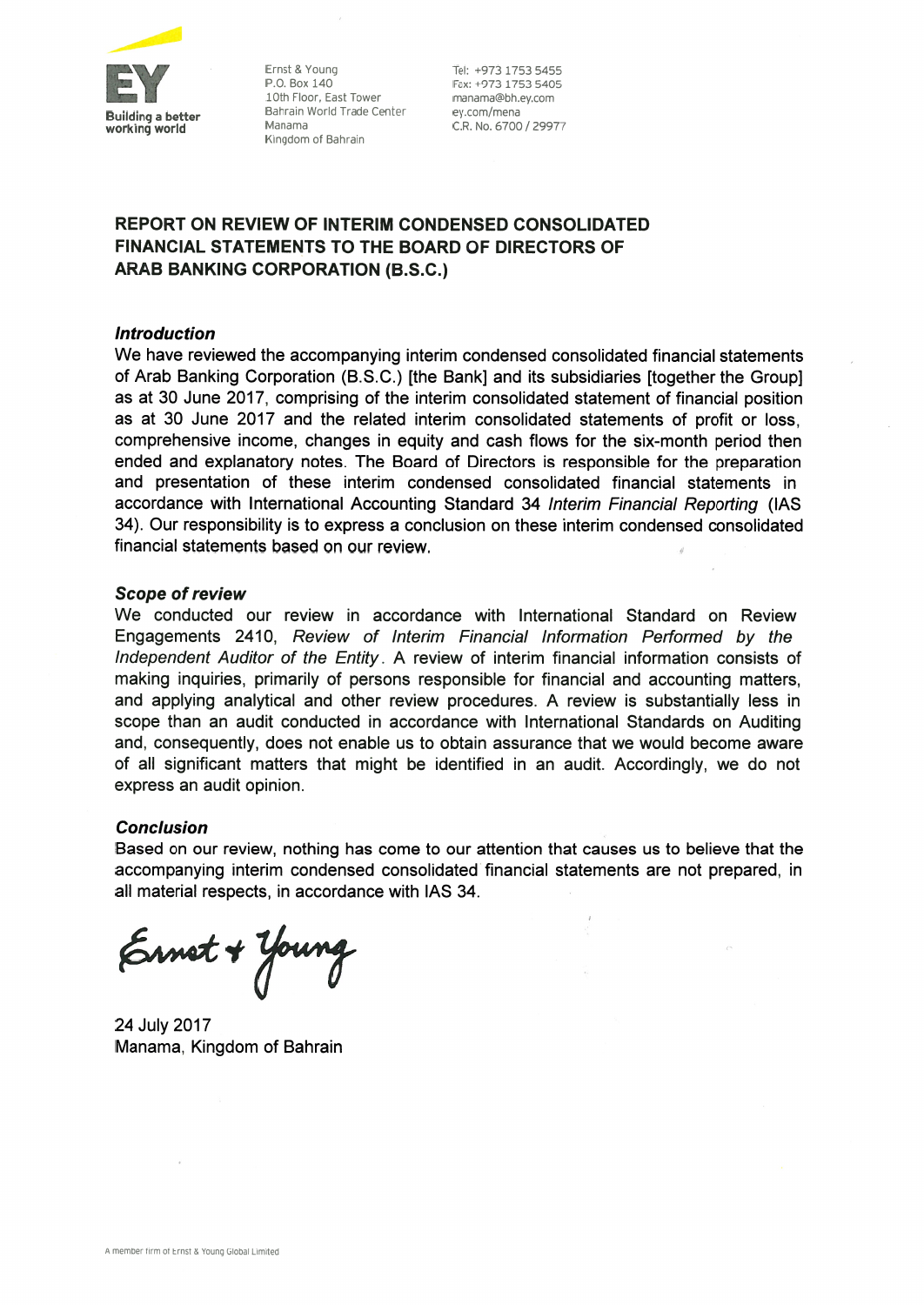Ernst & Young
P.O. Box 140
10th Floor, East Tower
Bahrain World Trade Center
Manama
Kingdom of Bahrain

Tel: +973 1753 5455
Fax: +973 1753 5405
manama@bh.ey.com
ey.com/mena
C.R. No. 6700 / 29977

## REPORT ON REVIEW OF INTERIM CONDENSED CONSOLIDATED FINANCIAL STATEMENTS TO THE BOARD OF DIRECTORS OF ARAB BANKING CORPORATION (B.S.C.)

### *Introduction*

We have reviewed the accompanying interim condensed consolidated financial statements of Arab Banking Corporation (B.S.C.) [the Bank] and its subsidiaries [together the Group] as at 30 June 2017, comprising of the interim consolidated statement of financial position as at 30 June 2017 and the related interim consolidated statements of profit or loss, comprehensive income, changes in equity and cash flows for the six-month period then ended and explanatory notes. The Board of Directors is responsible for the preparation and presentation of these interim condensed consolidated financial statements in accordance with International Accounting Standard 34 *Interim Financial Reporting* (IAS 34). Our responsibility is to express a conclusion on these interim condensed consolidated financial statements based on our review.

### *Scope of review*

We conducted our review in accordance with International Standard on Review Engagements 2410, *Review of Interim Financial Information Performed by the Independent Auditor of the Entity*. A review of interim financial information consists of making inquiries, primarily of persons responsible for financial and accounting matters, and applying analytical and other review procedures. A review is substantially less in scope than an audit conducted in accordance with International Standards on Auditing and, consequently, does not enable us to obtain assurance that we would become aware of all significant matters that might be identified in an audit. Accordingly, we do not express an audit opinion.

### *Conclusion*

Based on our review, nothing has come to our attention that causes us to believe that the accompanying interim condensed consolidated financial statements are not prepared, in all material respects, in accordance with IAS 34.

Ernst + Young

24 July 2017
Manama, Kingdom of Bahrain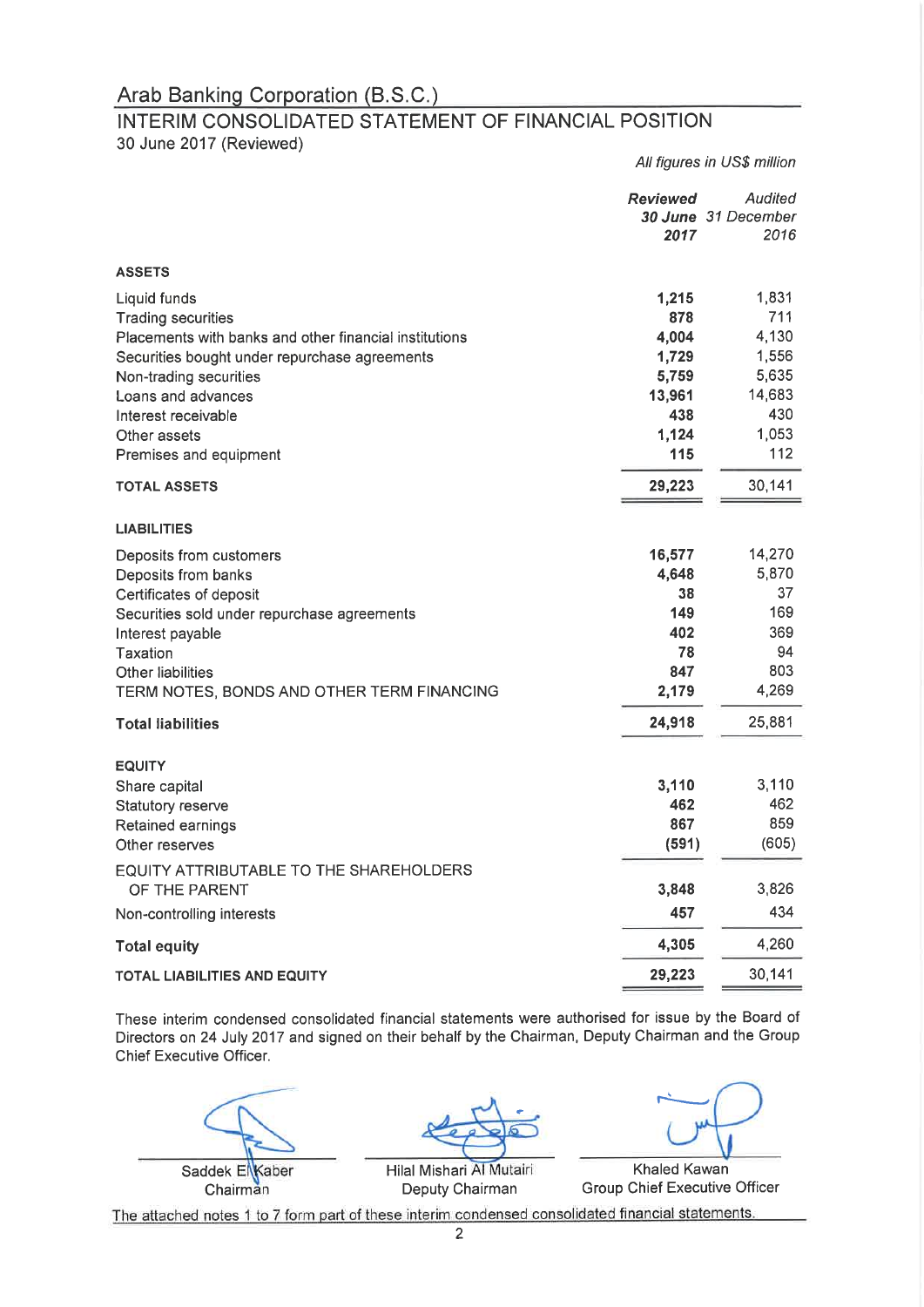# Arab Banking Corporation (B.S.C.)

## INTERIM CONSOLIDATED STATEMENT OF FINANCIAL POSITION

30 June 2017 (Reviewed)

*All figures in US$ million*

| | ***Reviewed*** ***30 June*** ***2017*** | *Audited* *31 December* *2016* |
|---|---|---|
| **ASSETS** | | |
| Liquid funds | **1,215** | 1,831 |
| Trading securities | **878** | 711 |
| Placements with banks and other financial institutions | **4,004** | 4,130 |
| Securities bought under repurchase agreements | **1,729** | 1,556 |
| Non-trading securities | **5,759** | 5,635 |
| Loans and advances | **13,961** | 14,683 |
| Interest receivable | **438** | 430 |
| Other assets | **1,124** | 1,053 |
| Premises and equipment | **115** | 112 |
| **TOTAL ASSETS** | **29,223** | 30,141 |
| **LIABILITIES** | | |
| Deposits from customers | **16,577** | 14,270 |
| Deposits from banks | **4,648** | 5,870 |
| Certificates of deposit | **38** | 37 |
| Securities sold under repurchase agreements | **149** | 169 |
| Interest payable | **402** | 369 |
| Taxation | **78** | 94 |
| Other liabilities | **847** | 803 |
| TERM NOTES, BONDS AND OTHER TERM FINANCING | **2,179** | 4,269 |
| **Total liabilities** | **24,918** | 25,881 |
| **EQUITY** | | |
| Share capital | **3,110** | 3,110 |
| Statutory reserve | **462** | 462 |
| Retained earnings | **867** | 859 |
| Other reserves | **(591)** | (605) |
| EQUITY ATTRIBUTABLE TO THE SHAREHOLDERS OF THE PARENT | **3,848** | 3,826 |
| Non-controlling interests | **457** | 434 |
| **Total equity** | **4,305** | 4,260 |
| **TOTAL LIABILITIES AND EQUITY** | **29,223** | 30,141 |

These interim condensed consolidated financial statements were authorised for issue by the Board of Directors on 24 July 2017 and signed on their behalf by the Chairman, Deputy Chairman and the Group Chief Executive Officer.

| Saddek El Kaber | Hilal Mishari Al Mutairi | Khaled Kawan |
|---|---|---|
| Chairman | Deputy Chairman | Group Chief Executive Officer |

The attached notes 1 to 7 form part of these interim condensed consolidated financial statements.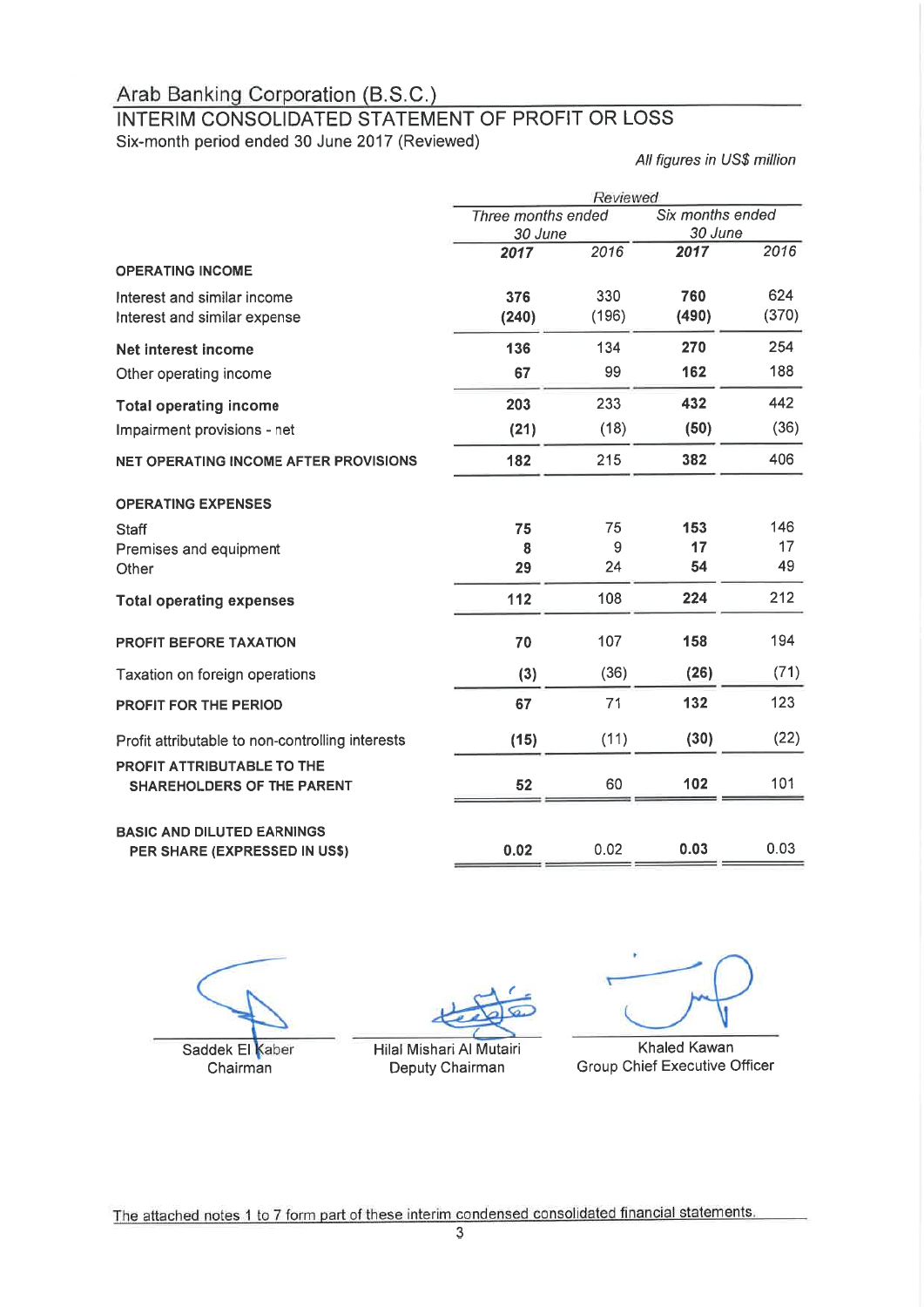# Arab Banking Corporation (B.S.C.)

## INTERIM CONSOLIDATED STATEMENT OF PROFIT OR LOSS

Six-month period ended 30 June 2017 (Reviewed)

*All figures in US$ million*

| | *Reviewed* | | | |
|---|---|---|---|---|
| | *Three months ended 30 June* | | *Six months ended 30 June* | |
| | ***2017*** | *2016* | ***2017*** | *2016* |
| **OPERATING INCOME** | | | | |
| Interest and similar income | **376** | 330 | **760** | 624 |
| Interest and similar expense | **(240)** | (196) | **(490)** | (370) |
| **Net interest income** | **136** | 134 | **270** | 254 |
| Other operating income | **67** | 99 | **162** | 188 |
| **Total operating income** | **203** | 233 | **432** | 442 |
| Impairment provisions - net | **(21)** | (18) | **(50)** | (36) |
| **NET OPERATING INCOME AFTER PROVISIONS** | **182** | 215 | **382** | 406 |
| **OPERATING EXPENSES** | | | | |
| Staff | **75** | 75 | **153** | 146 |
| Premises and equipment | **8** | 9 | **17** | 17 |
| Other | **29** | 24 | **54** | 49 |
| **Total operating expenses** | **112** | 108 | **224** | 212 |
| **PROFIT BEFORE TAXATION** | **70** | 107 | **158** | 194 |
| Taxation on foreign operations | **(3)** | (36) | **(26)** | (71) |
| **PROFIT FOR THE PERIOD** | **67** | 71 | **132** | 123 |
| Profit attributable to non-controlling interests | **(15)** | (11) | **(30)** | (22) |
| **PROFIT ATTRIBUTABLE TO THE SHAREHOLDERS OF THE PARENT** | **52** | 60 | **102** | 101 |
| **BASIC AND DILUTED EARNINGS PER SHARE (EXPRESSED IN US$)** | **0.02** | 0.02 | **0.03** | 0.03 |

Saddek El Kaber
Chairman

Hilal Mishari Al Mutairi
Deputy Chairman

Khaled Kawan
Group Chief Executive Officer

The attached notes 1 to 7 form part of these interim condensed consolidated financial statements.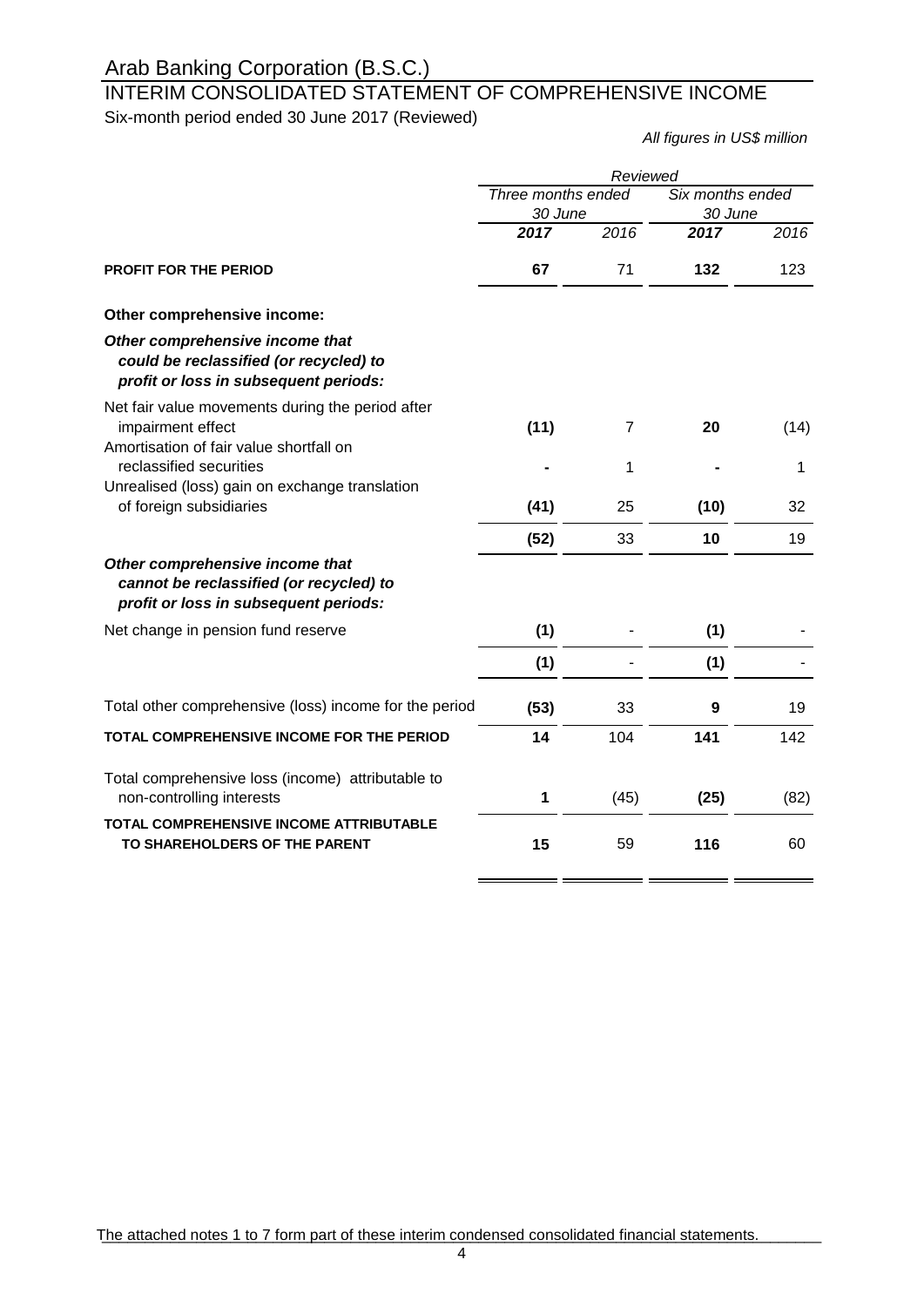# Arab Banking Corporation (B.S.C.)

## INTERIM CONSOLIDATED STATEMENT OF COMPREHENSIVE INCOME

Six-month period ended 30 June 2017 (Reviewed)

*All figures in US$ million*

| | *Reviewed* | | | |
|---|---|---|---|---|
| | *Three months ended 30 June* | | *Six months ended 30 June* | |
| | ***2017*** | *2016* | ***2017*** | *2016* |
| **PROFIT FOR THE PERIOD** | **67** | 71 | **132** | 123 |
| **Other comprehensive income:** | | | | |
| ***Other comprehensive income that could be reclassified (or recycled) to profit or loss in subsequent periods:*** | | | | |
| Net fair value movements during the period after impairment effect | **(11)** | 7 | **20** | (14) |
| Amortisation of fair value shortfall on reclassified securities | **-** | 1 | **-** | 1 |
| Unrealised (loss) gain on exchange translation of foreign subsidiaries | **(41)** | 25 | **(10)** | 32 |
| | **(52)** | 33 | **10** | 19 |
| ***Other comprehensive income that cannot be reclassified (or recycled) to profit or loss in subsequent periods:*** | | | | |
| Net change in pension fund reserve | **(1)** | - | **(1)** | - |
| | **(1)** | - | **(1)** | - |
| Total other comprehensive (loss) income for the period | **(53)** | 33 | **9** | 19 |
| **TOTAL COMPREHENSIVE INCOME FOR THE PERIOD** | **14** | 104 | **141** | 142 |
| Total comprehensive loss (income) attributable to non-controlling interests | **1** | (45) | **(25)** | (82) |
| **TOTAL COMPREHENSIVE INCOME ATTRIBUTABLE TO SHAREHOLDERS OF THE PARENT** | **15** | 59 | **116** | 60 |

The attached notes 1 to 7 form part of these interim condensed consolidated financial statements.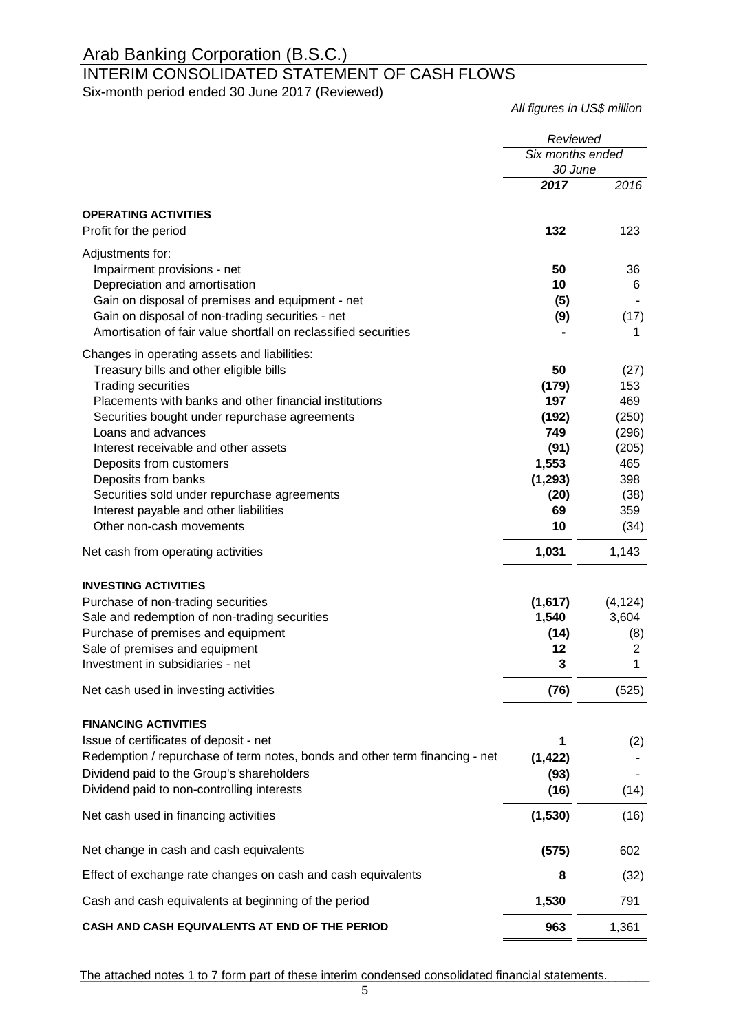# Arab Banking Corporation (B.S.C.)

## INTERIM CONSOLIDATED STATEMENT OF CASH FLOWS

Six-month period ended 30 June 2017 (Reviewed)

*All figures in US$ million*

| | *Reviewed* | |
|---|---|---|
| | *Six months ended 30 June* | |
| | ***2017*** | *2016* |
| **OPERATING ACTIVITIES** | | |
| Profit for the period | **132** | 123 |
| Adjustments for: | | |
| Impairment provisions - net | **50** | 36 |
| Depreciation and amortisation | **10** | 6 |
| Gain on disposal of premises and equipment - net | **(5)** | - |
| Gain on disposal of non-trading securities - net | **(9)** | (17) |
| Amortisation of fair value shortfall on reclassified securities | **-** | 1 |
| Changes in operating assets and liabilities: | | |
| Treasury bills and other eligible bills | **50** | (27) |
| Trading securities | **(179)** | 153 |
| Placements with banks and other financial institutions | **197** | 469 |
| Securities bought under repurchase agreements | **(192)** | (250) |
| Loans and advances | **749** | (296) |
| Interest receivable and other assets | **(91)** | (205) |
| Deposits from customers | **1,553** | 465 |
| Deposits from banks | **(1,293)** | 398 |
| Securities sold under repurchase agreements | **(20)** | (38) |
| Interest payable and other liabilities | **69** | 359 |
| Other non-cash movements | **10** | (34) |
| Net cash from operating activities | **1,031** | 1,143 |
| **INVESTING ACTIVITIES** | | |
| Purchase of non-trading securities | **(1,617)** | (4,124) |
| Sale and redemption of non-trading securities | **1,540** | 3,604 |
| Purchase of premises and equipment | **(14)** | (8) |
| Sale of premises and equipment | **12** | 2 |
| Investment in subsidiaries - net | **3** | 1 |
| Net cash used in investing activities | **(76)** | (525) |
| **FINANCING ACTIVITIES** | | |
| Issue of certificates of deposit - net | **1** | (2) |
| Redemption / repurchase of term notes, bonds and other term financing - net | **(1,422)** | - |
| Dividend paid to the Group's shareholders | **(93)** | - |
| Dividend paid to non-controlling interests | **(16)** | (14) |
| Net cash used in financing activities | **(1,530)** | (16) |
| Net change in cash and cash equivalents | **(575)** | 602 |
| Effect of exchange rate changes on cash and cash equivalents | **8** | (32) |
| Cash and cash equivalents at beginning of the period | **1,530** | 791 |
| **CASH AND CASH EQUIVALENTS AT END OF THE PERIOD** | **963** | 1,361 |

The attached notes 1 to 7 form part of these interim condensed consolidated financial statements.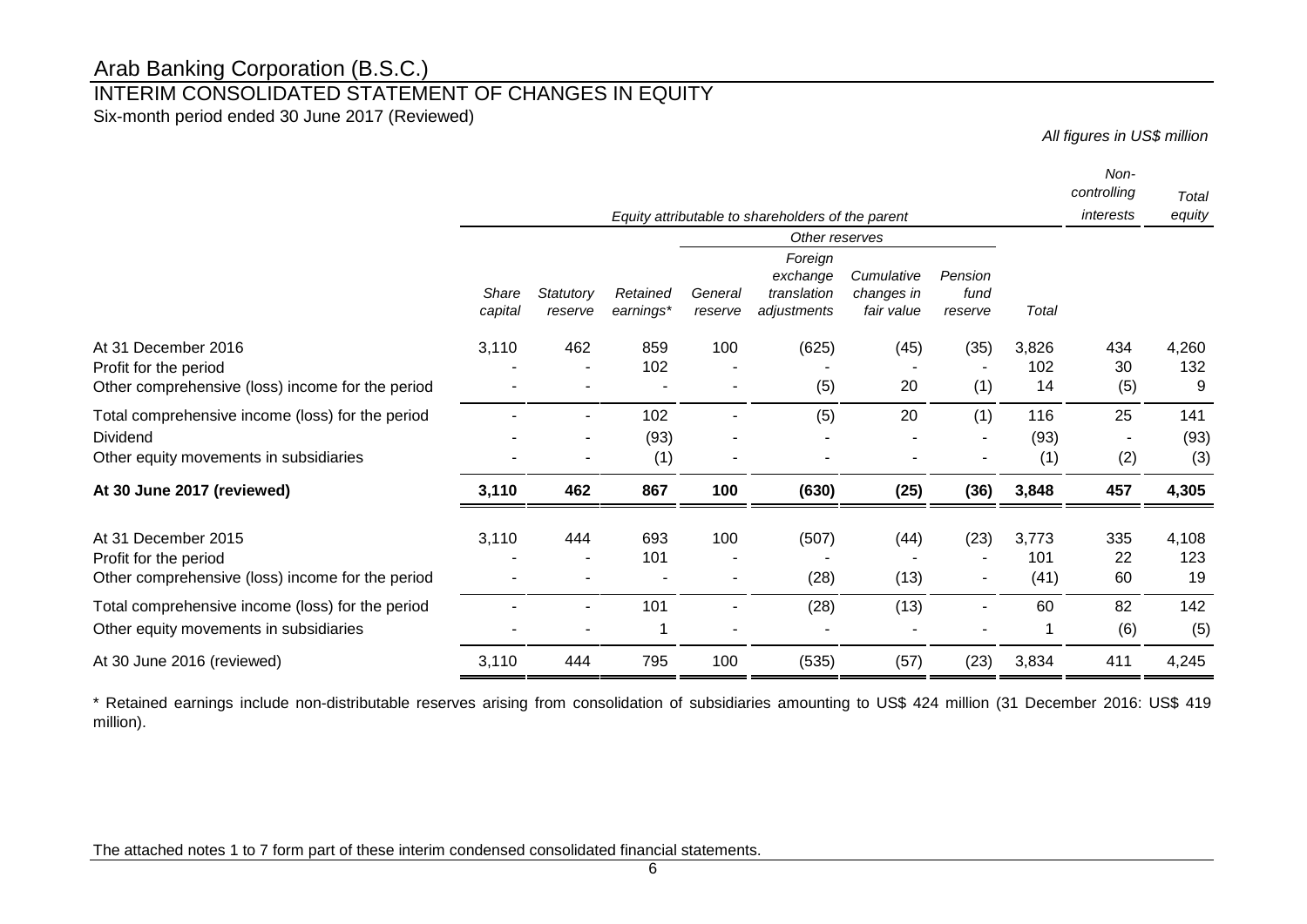# Arab Banking Corporation (B.S.C.)

## INTERIM CONSOLIDATED STATEMENT OF CHANGES IN EQUITY

Six-month period ended 30 June 2017 (Reviewed)

*All figures in US$ million*

| | *Equity attributable to shareholders of the parent* | | | | | | | | *Non-controlling interests* | *Total equity* |
|---|---|---|---|---|---|---|---|---|---|---|
| | | | | *Other reserves* | | | | | | |
| | *Share capital* | *Statutory reserve* | *Retained earnings** | *General reserve* | *Foreign exchange translation adjustments* | *Cumulative changes in fair value* | *Pension fund reserve* | *Total* | | |
| At 31 December 2016 | 3,110 | 462 | 859 | 100 | (625) | (45) | (35) | 3,826 | 434 | 4,260 |
| Profit for the period | - | - | 102 | - | - | - | - | 102 | 30 | 132 |
| Other comprehensive (loss) income for the period | - | - | - | - | (5) | 20 | (1) | 14 | (5) | 9 |
| Total comprehensive income (loss) for the period | - | - | 102 | - | (5) | 20 | (1) | 116 | 25 | 141 |
| Dividend | - | - | (93) | - | - | - | - | (93) | - | (93) |
| Other equity movements in subsidiaries | - | - | (1) | - | - | - | - | (1) | (2) | (3) |
| **At 30 June 2017 (reviewed)** | **3,110** | **462** | **867** | **100** | **(630)** | **(25)** | **(36)** | **3,848** | **457** | **4,305** |
| At 31 December 2015 | 3,110 | 444 | 693 | 100 | (507) | (44) | (23) | 3,773 | 335 | 4,108 |
| Profit for the period | - | - | 101 | - | - | - | - | 101 | 22 | 123 |
| Other comprehensive (loss) income for the period | - | - | - | - | (28) | (13) | - | (41) | 60 | 19 |
| Total comprehensive income (loss) for the period | - | - | 101 | - | (28) | (13) | - | 60 | 82 | 142 |
| Other equity movements in subsidiaries | - | - | 1 | - | - | - | - | 1 | (6) | (5) |
| At 30 June 2016 (reviewed) | 3,110 | 444 | 795 | 100 | (535) | (57) | (23) | 3,834 | 411 | 4,245 |

\* Retained earnings include non-distributable reserves arising from consolidation of subsidiaries amounting to US$ 424 million (31 December 2016: US$ 419 million).

The attached notes 1 to 7 form part of these interim condensed consolidated financial statements.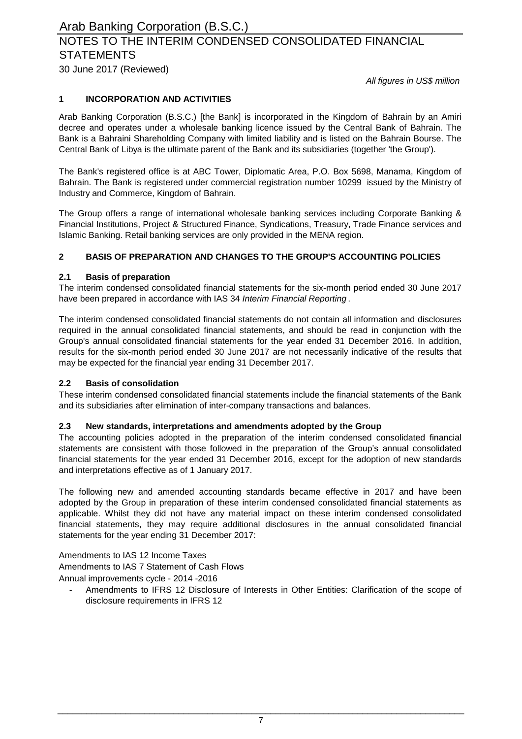# Arab Banking Corporation (B.S.C.)

## NOTES TO THE INTERIM CONDENSED CONSOLIDATED FINANCIAL STATEMENTS

30 June 2017 (Reviewed)

*All figures in US$ million*

### 1 INCORPORATION AND ACTIVITIES

Arab Banking Corporation (B.S.C.) [the Bank] is incorporated in the Kingdom of Bahrain by an Amiri decree and operates under a wholesale banking licence issued by the Central Bank of Bahrain. The Bank is a Bahraini Shareholding Company with limited liability and is listed on the Bahrain Bourse. The Central Bank of Libya is the ultimate parent of the Bank and its subsidiaries (together 'the Group').

The Bank's registered office is at ABC Tower, Diplomatic Area, P.O. Box 5698, Manama, Kingdom of Bahrain. The Bank is registered under commercial registration number 10299 issued by the Ministry of Industry and Commerce, Kingdom of Bahrain.

The Group offers a range of international wholesale banking services including Corporate Banking & Financial Institutions, Project & Structured Finance, Syndications, Treasury, Trade Finance services and Islamic Banking. Retail banking services are only provided in the MENA region.

### 2 BASIS OF PREPARATION AND CHANGES TO THE GROUP'S ACCOUNTING POLICIES

#### 2.1 Basis of preparation

The interim condensed consolidated financial statements for the six-month period ended 30 June 2017 have been prepared in accordance with IAS 34 *Interim Financial Reporting* .

The interim condensed consolidated financial statements do not contain all information and disclosures required in the annual consolidated financial statements, and should be read in conjunction with the Group's annual consolidated financial statements for the year ended 31 December 2016. In addition, results for the six-month period ended 30 June 2017 are not necessarily indicative of the results that may be expected for the financial year ending 31 December 2017.

#### 2.2 Basis of consolidation

These interim condensed consolidated financial statements include the financial statements of the Bank and its subsidiaries after elimination of inter-company transactions and balances.

#### 2.3 New standards, interpretations and amendments adopted by the Group

The accounting policies adopted in the preparation of the interim condensed consolidated financial statements are consistent with those followed in the preparation of the Group's annual consolidated financial statements for the year ended 31 December 2016, except for the adoption of new standards and interpretations effective as of 1 January 2017.

The following new and amended accounting standards became effective in 2017 and have been adopted by the Group in preparation of these interim condensed consolidated financial statements as applicable. Whilst they did not have any material impact on these interim condensed consolidated financial statements, they may require additional disclosures in the annual consolidated financial statements for the year ending 31 December 2017:

Amendments to IAS 12 Income Taxes
Amendments to IAS 7 Statement of Cash Flows
Annual improvements cycle - 2014 -2016

- Amendments to IFRS 12 Disclosure of Interests in Other Entities: Clarification of the scope of disclosure requirements in IFRS 12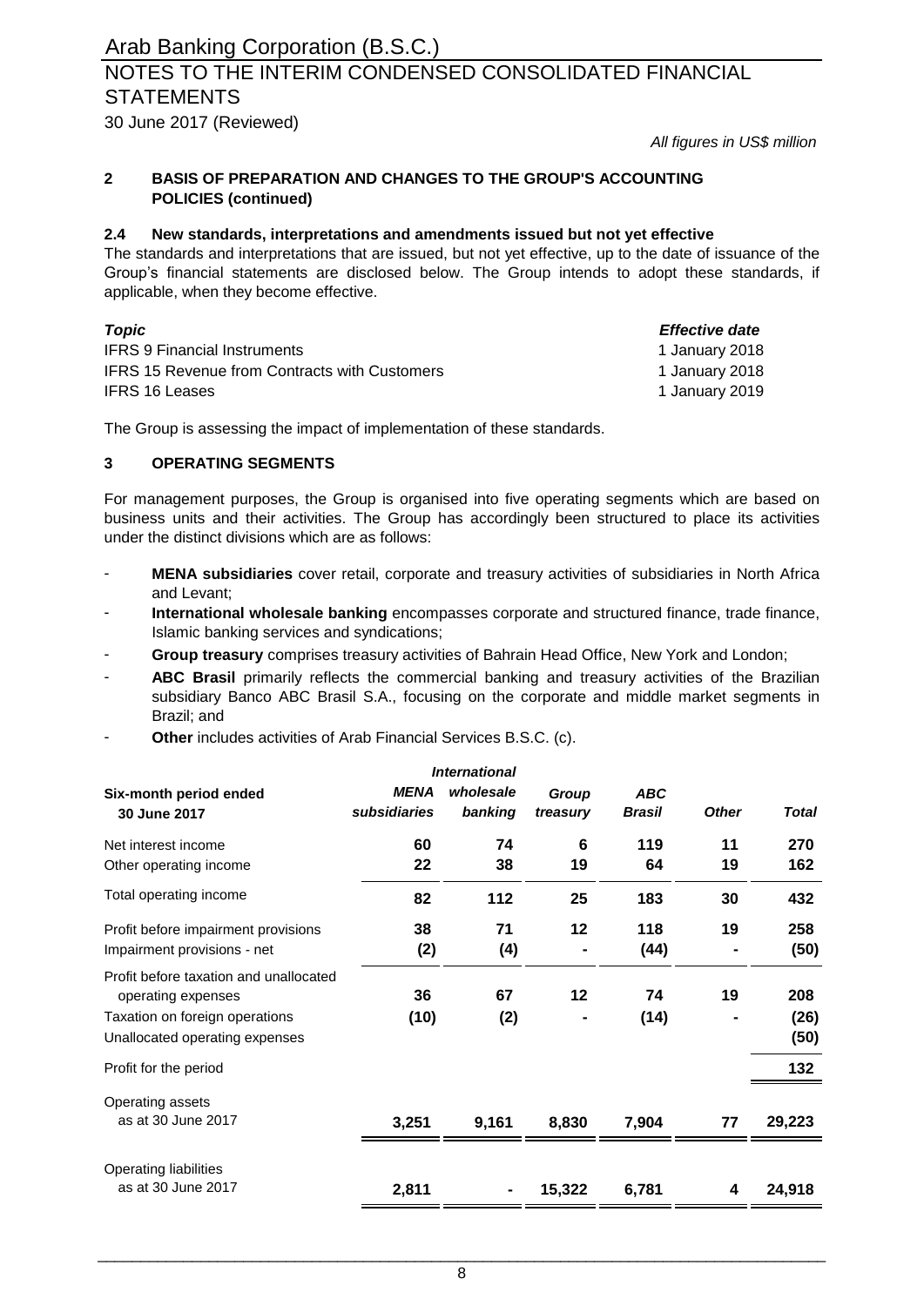# Arab Banking Corporation (B.S.C.)

## NOTES TO THE INTERIM CONDENSED CONSOLIDATED FINANCIAL STATEMENTS

30 June 2017 (Reviewed)

*All figures in US$ million*

### 2 BASIS OF PREPARATION AND CHANGES TO THE GROUP'S ACCOUNTING POLICIES (continued)

#### 2.4 New standards, interpretations and amendments issued but not yet effective

The standards and interpretations that are issued, but not yet effective, up to the date of issuance of the Group's financial statements are disclosed below. The Group intends to adopt these standards, if applicable, when they become effective.

| *Topic* | *Effective date* |
|---|---|
| IFRS 9 Financial Instruments | 1 January 2018 |
| IFRS 15 Revenue from Contracts with Customers | 1 January 2018 |
| IFRS 16 Leases | 1 January 2019 |

The Group is assessing the impact of implementation of these standards.

### 3 OPERATING SEGMENTS

For management purposes, the Group is organised into five operating segments which are based on business units and their activities. The Group has accordingly been structured to place its activities under the distinct divisions which are as follows:

- **MENA subsidiaries** cover retail, corporate and treasury activities of subsidiaries in North Africa and Levant;
- **International wholesale banking** encompasses corporate and structured finance, trade finance, Islamic banking services and syndications;
- **Group treasury** comprises treasury activities of Bahrain Head Office, New York and London;
- **ABC Brasil** primarily reflects the commercial banking and treasury activities of the Brazilian subsidiary Banco ABC Brasil S.A., focusing on the corporate and middle market segments in Brazil; and
- **Other** includes activities of Arab Financial Services B.S.C. (c).

| Six-month period ended 30 June 2017 | *MENA subsidiaries* | *International wholesale banking* | *Group treasury* | *ABC Brasil* | *Other* | *Total* |
|---|---|---|---|---|---|---|
| Net interest income | 60 | 74 | 6 | 119 | 11 | 270 |
| Other operating income | 22 | 38 | 19 | 64 | 19 | 162 |
| Total operating income | 82 | 112 | 25 | 183 | 30 | 432 |
| Profit before impairment provisions | 38 | 71 | 12 | 118 | 19 | 258 |
| Impairment provisions - net | (2) | (4) | - | (44) | - | (50) |
| Profit before taxation and unallocated operating expenses | 36 | 67 | 12 | 74 | 19 | 208 |
| Taxation on foreign operations | (10) | (2) | - | (14) | - | (26) |
| Unallocated operating expenses | | | | | | (50) |
| Profit for the period | | | | | | 132 |
| Operating assets as at 30 June 2017 | 3,251 | 9,161 | 8,830 | 7,904 | 77 | 29,223 |
| Operating liabilities as at 30 June 2017 | 2,811 | - | 15,322 | 6,781 | 4 | 24,918 |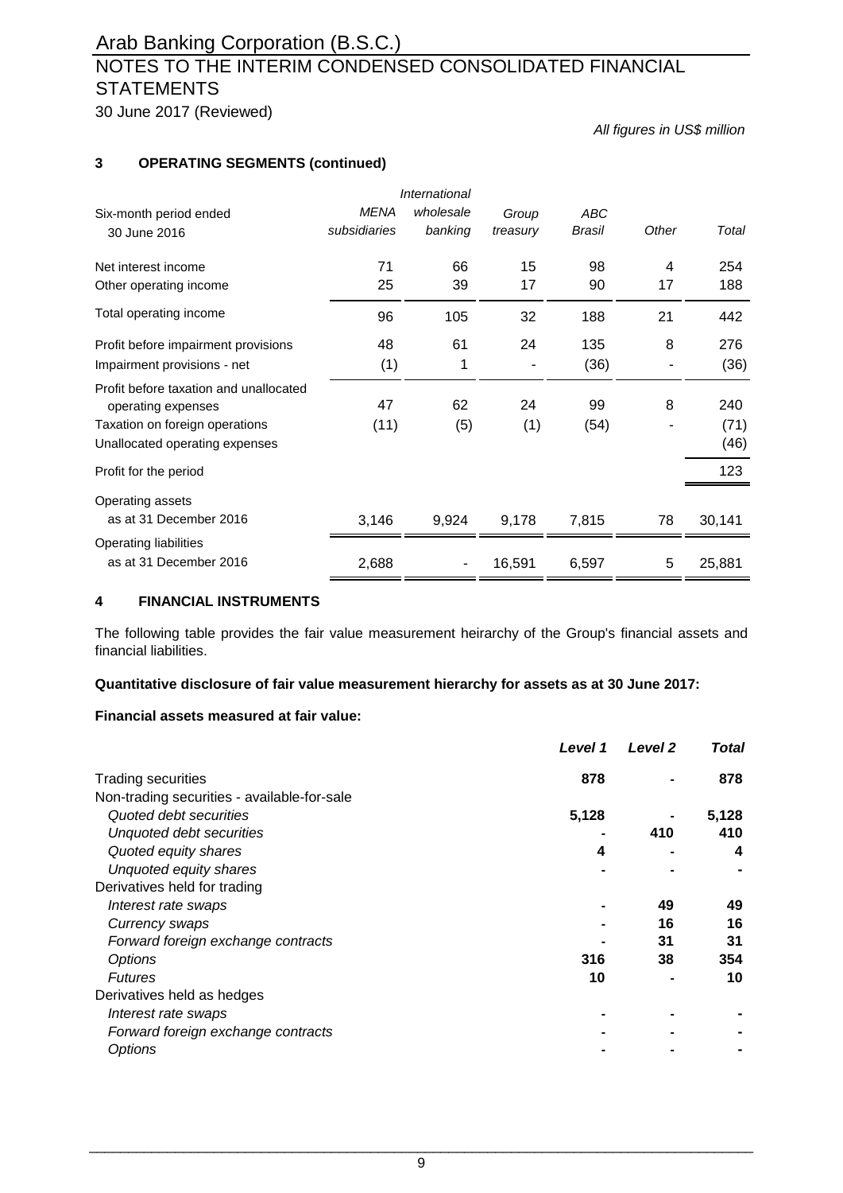## 3 OPERATING SEGMENTS (continued)

*All figures in US$ million*

| Six-month period ended 30 June 2016 | *MENA subsidiaries* | *International wholesale banking* | *Group treasury* | *ABC Brasil* | *Other* | *Total* |
|---|---|---|---|---|---|---|
| Net interest income | 71 | 66 | 15 | 98 | 4 | 254 |
| Other operating income | 25 | 39 | 17 | 90 | 17 | 188 |
| Total operating income | 96 | 105 | 32 | 188 | 21 | 442 |
| Profit before impairment provisions | 48 | 61 | 24 | 135 | 8 | 276 |
| Impairment provisions - net | (1) | 1 | - | (36) | - | (36) |
| Profit before taxation and unallocated operating expenses | 47 | 62 | 24 | 99 | 8 | 240 |
| Taxation on foreign operations | (11) | (5) | (1) | (54) | - | (71) |
| Unallocated operating expenses | | | | | | (46) |
| Profit for the period | | | | | | 123 |
| Operating assets as at 31 December 2016 | 3,146 | 9,924 | 9,178 | 7,815 | 78 | 30,141 |
| Operating liabilities as at 31 December 2016 | 2,688 | - | 16,591 | 6,597 | 5 | 25,881 |

## 4 FINANCIAL INSTRUMENTS

The following table provides the fair value measurement heirarchy of the Group's financial assets and financial liabilities.

**Quantitative disclosure of fair value measurement hierarchy for assets as at 30 June 2017:**

**Financial assets measured at fair value:**

| | *Level 1* | *Level 2* | *Total* |
|---|---|---|---|
| Trading securities | **878** | **-** | **878** |
| Non-trading securities - available-for-sale | | | |
| *Quoted debt securities* | **5,128** | **-** | **5,128** |
| *Unquoted debt securities* | **-** | **410** | **410** |
| *Quoted equity shares* | **4** | **-** | **4** |
| *Unquoted equity shares* | **-** | **-** | **-** |
| Derivatives held for trading | | | |
| *Interest rate swaps* | **-** | **49** | **49** |
| *Currency swaps* | **-** | **16** | **16** |
| *Forward foreign exchange contracts* | **-** | **31** | **31** |
| *Options* | **316** | **38** | **354** |
| *Futures* | **10** | **-** | **10** |
| Derivatives held as hedges | | | |
| *Interest rate swaps* | **-** | **-** | **-** |
| *Forward foreign exchange contracts* | **-** | **-** | **-** |
| *Options* | **-** | **-** | **-** |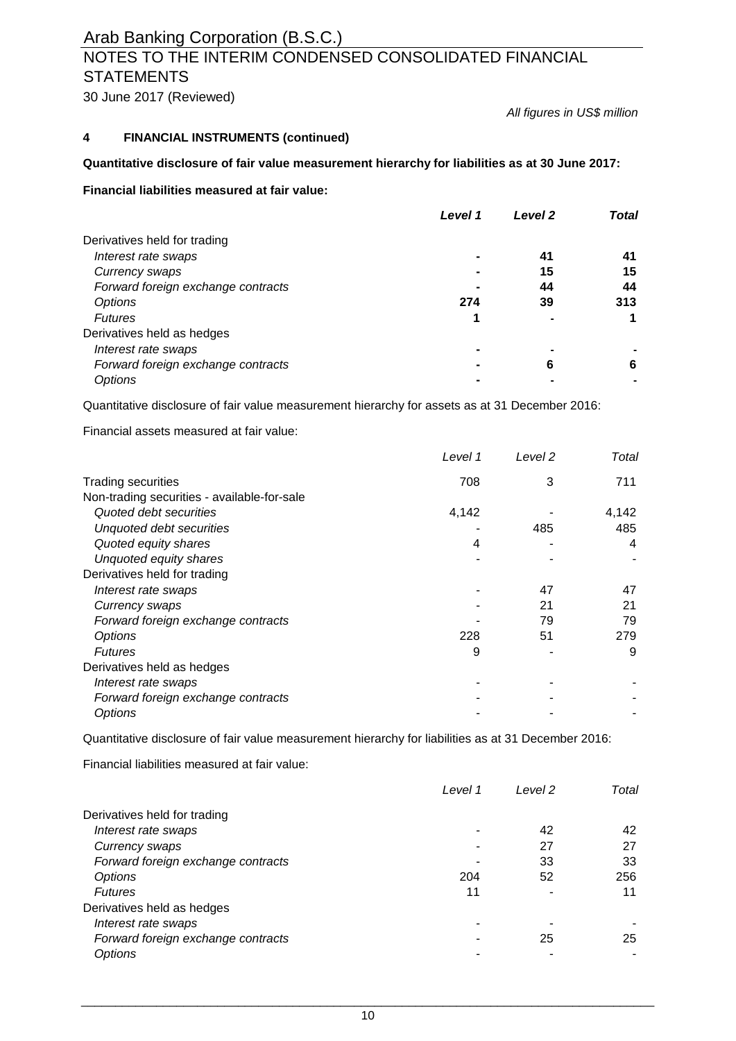All figures in US$ million

## 4 FINANCIAL INSTRUMENTS (continued)

**Quantitative disclosure of fair value measurement hierarchy for liabilities as at 30 June 2017:**

**Financial liabilities measured at fair value:**

| | ***Level 1*** | ***Level 2*** | ***Total*** |
|---|---|---|---|
| Derivatives held for trading | | | |
| *Interest rate swaps* | **-** | **41** | **41** |
| *Currency swaps* | **-** | **15** | **15** |
| *Forward foreign exchange contracts* | **-** | **44** | **44** |
| *Options* | **274** | **39** | **313** |
| *Futures* | **1** | **-** | **1** |
| Derivatives held as hedges | | | |
| *Interest rate swaps* | **-** | **-** | **-** |
| *Forward foreign exchange contracts* | **-** | **6** | **6** |
| *Options* | **-** | **-** | **-** |

Quantitative disclosure of fair value measurement hierarchy for assets as at 31 December 2016:

Financial assets measured at fair value:

| | *Level 1* | *Level 2* | *Total* |
|---|---|---|---|
| Trading securities | 708 | 3 | 711 |
| Non-trading securities - available-for-sale | | | |
| *Quoted debt securities* | 4,142 | - | 4,142 |
| *Unquoted debt securities* | - | 485 | 485 |
| *Quoted equity shares* | 4 | - | 4 |
| *Unquoted equity shares* | - | - | - |
| Derivatives held for trading | | | |
| *Interest rate swaps* | - | 47 | 47 |
| *Currency swaps* | - | 21 | 21 |
| *Forward foreign exchange contracts* | - | 79 | 79 |
| *Options* | 228 | 51 | 279 |
| *Futures* | 9 | - | 9 |
| Derivatives held as hedges | | | |
| *Interest rate swaps* | - | - | - |
| *Forward foreign exchange contracts* | - | - | - |
| *Options* | - | - | - |

Quantitative disclosure of fair value measurement hierarchy for liabilities as at 31 December 2016:

Financial liabilities measured at fair value:

| | *Level 1* | *Level 2* | *Total* |
|---|---|---|---|
| Derivatives held for trading | | | |
| *Interest rate swaps* | - | 42 | 42 |
| *Currency swaps* | - | 27 | 27 |
| *Forward foreign exchange contracts* | - | 33 | 33 |
| *Options* | 204 | 52 | 256 |
| *Futures* | 11 | - | 11 |
| Derivatives held as hedges | | | |
| *Interest rate swaps* | - | - | - |
| *Forward foreign exchange contracts* | - | 25 | 25 |
| *Options* | - | - | - |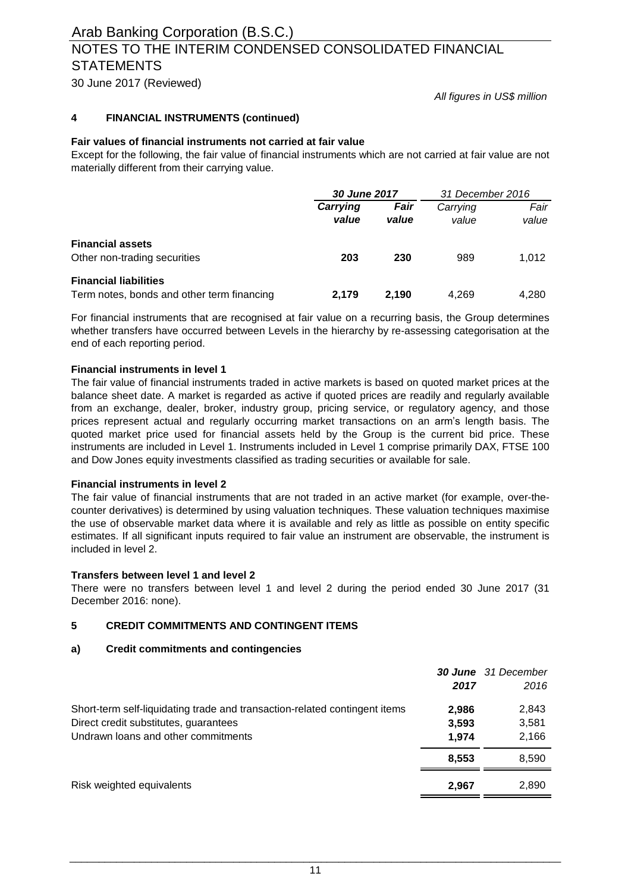Arab Banking Corporation (B.S.C.)

# NOTES TO THE INTERIM CONDENSED CONSOLIDATED FINANCIAL STATEMENTS

30 June 2017 (Reviewed)

*All figures in US$ million*

## 4 FINANCIAL INSTRUMENTS (continued)

**Fair values of financial instruments not carried at fair value**

Except for the following, the fair value of financial instruments which are not carried at fair value are not materially different from their carrying value.

| | ***30 June 2017*** | | *31 December 2016* | |
|---|---|---|---|---|
| | ***Carrying value*** | ***Fair value*** | *Carrying value* | *Fair value* |
| **Financial assets** | | | | |
| Other non-trading securities | **203** | **230** | 989 | 1,012 |
| **Financial liabilities** | | | | |
| Term notes, bonds and other term financing | **2,179** | **2,190** | 4,269 | 4,280 |

For financial instruments that are recognised at fair value on a recurring basis, the Group determines whether transfers have occurred between Levels in the hierarchy by re-assessing categorisation at the end of each reporting period.

**Financial instruments in level 1**

The fair value of financial instruments traded in active markets is based on quoted market prices at the balance sheet date. A market is regarded as active if quoted prices are readily and regularly available from an exchange, dealer, broker, industry group, pricing service, or regulatory agency, and those prices represent actual and regularly occurring market transactions on an arm's length basis. The quoted market price used for financial assets held by the Group is the current bid price. These instruments are included in Level 1. Instruments included in Level 1 comprise primarily DAX, FTSE 100 and Dow Jones equity investments classified as trading securities or available for sale.

**Financial instruments in level 2**

The fair value of financial instruments that are not traded in an active market (for example, over-the-counter derivatives) is determined by using valuation techniques. These valuation techniques maximise the use of observable market data where it is available and rely as little as possible on entity specific estimates. If all significant inputs required to fair value an instrument are observable, the instrument is included in level 2.

**Transfers between level 1 and level 2**

There were no transfers between level 1 and level 2 during the period ended 30 June 2017 (31 December 2016: none).

## 5 CREDIT COMMITMENTS AND CONTINGENT ITEMS

### a) Credit commitments and contingencies

| | ***30 June 2017*** | *31 December 2016* |
|---|---|---|
| Short-term self-liquidating trade and transaction-related contingent items | **2,986** | 2,843 |
| Direct credit substitutes, guarantees | **3,593** | 3,581 |
| Undrawn loans and other commitments | **1,974** | 2,166 |
| | **8,553** | 8,590 |
| Risk weighted equivalents | **2,967** | 2,890 |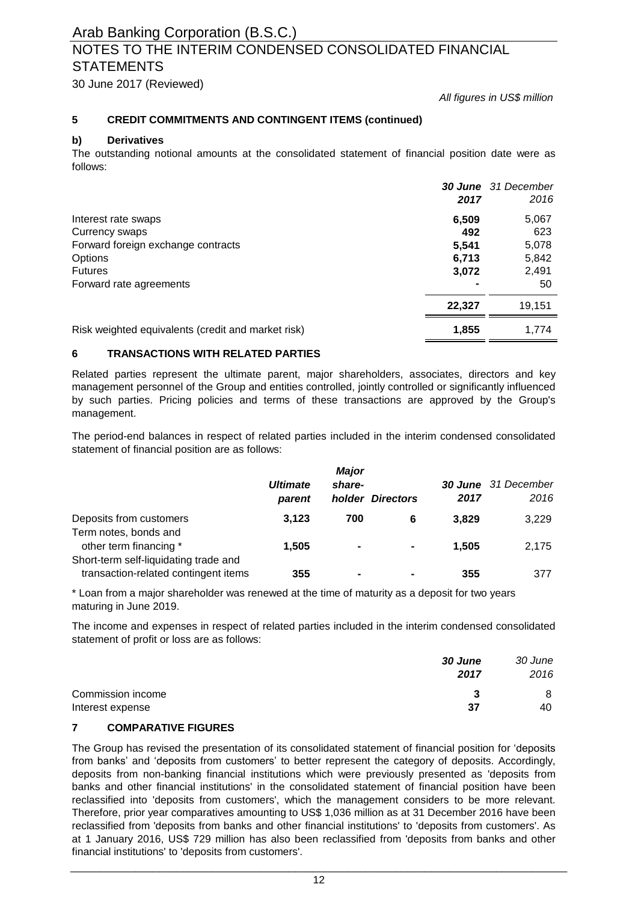*All figures in US$ million*

## 5 CREDIT COMMITMENTS AND CONTINGENT ITEMS (continued)

### b) Derivatives

The outstanding notional amounts at the consolidated statement of financial position date were as follows:

| | ***30 June 2017*** | *31 December 2016* |
|---|---|---|
| Interest rate swaps | **6,509** | 5,067 |
| Currency swaps | **492** | 623 |
| Forward foreign exchange contracts | **5,541** | 5,078 |
| Options | **6,713** | 5,842 |
| Futures | **3,072** | 2,491 |
| Forward rate agreements | **-** | 50 |
| | **22,327** | 19,151 |
| Risk weighted equivalents (credit and market risk) | **1,855** | 1,774 |

## 6 TRANSACTIONS WITH RELATED PARTIES

Related parties represent the ultimate parent, major shareholders, associates, directors and key management personnel of the Group and entities controlled, jointly controlled or significantly influenced by such parties. Pricing policies and terms of these transactions are approved by the Group's management.

The period-end balances in respect of related parties included in the interim condensed consolidated statement of financial position are as follows:

| | ***Ultimate parent*** | ***Major share-holder*** | ***Directors*** | ***30 June 2017*** | *31 December 2016* |
|---|---|---|---|---|---|
| Deposits from customers | **3,123** | **700** | **6** | **3,829** | 3,229 |
| Term notes, bonds and other term financing * | **1,505** | **-** | **-** | **1,505** | 2,175 |
| Short-term self-liquidating trade and transaction-related contingent items | **355** | **-** | **-** | **355** | 377 |

\* Loan from a major shareholder was renewed at the time of maturity as a deposit for two years maturing in June 2019.

The income and expenses in respect of related parties included in the interim condensed consolidated statement of profit or loss are as follows:

| | ***30 June 2017*** | *30 June 2016* |
|---|---|---|
| Commission income | **3** | 8 |
| Interest expense | **37** | 40 |

## 7 COMPARATIVE FIGURES

The Group has revised the presentation of its consolidated statement of financial position for 'deposits from banks' and 'deposits from customers' to better represent the category of deposits. Accordingly, deposits from non-banking financial institutions which were previously presented as 'deposits from banks and other financial institutions' in the consolidated statement of financial position have been reclassified into 'deposits from customers', which the management considers to be more relevant. Therefore, prior year comparatives amounting to US$ 1,036 million as at 31 December 2016 have been reclassified from 'deposits from banks and other financial institutions' to 'deposits from customers'. As at 1 January 2016, US$ 729 million has also been reclassified from 'deposits from banks and other financial institutions' to 'deposits from customers'.